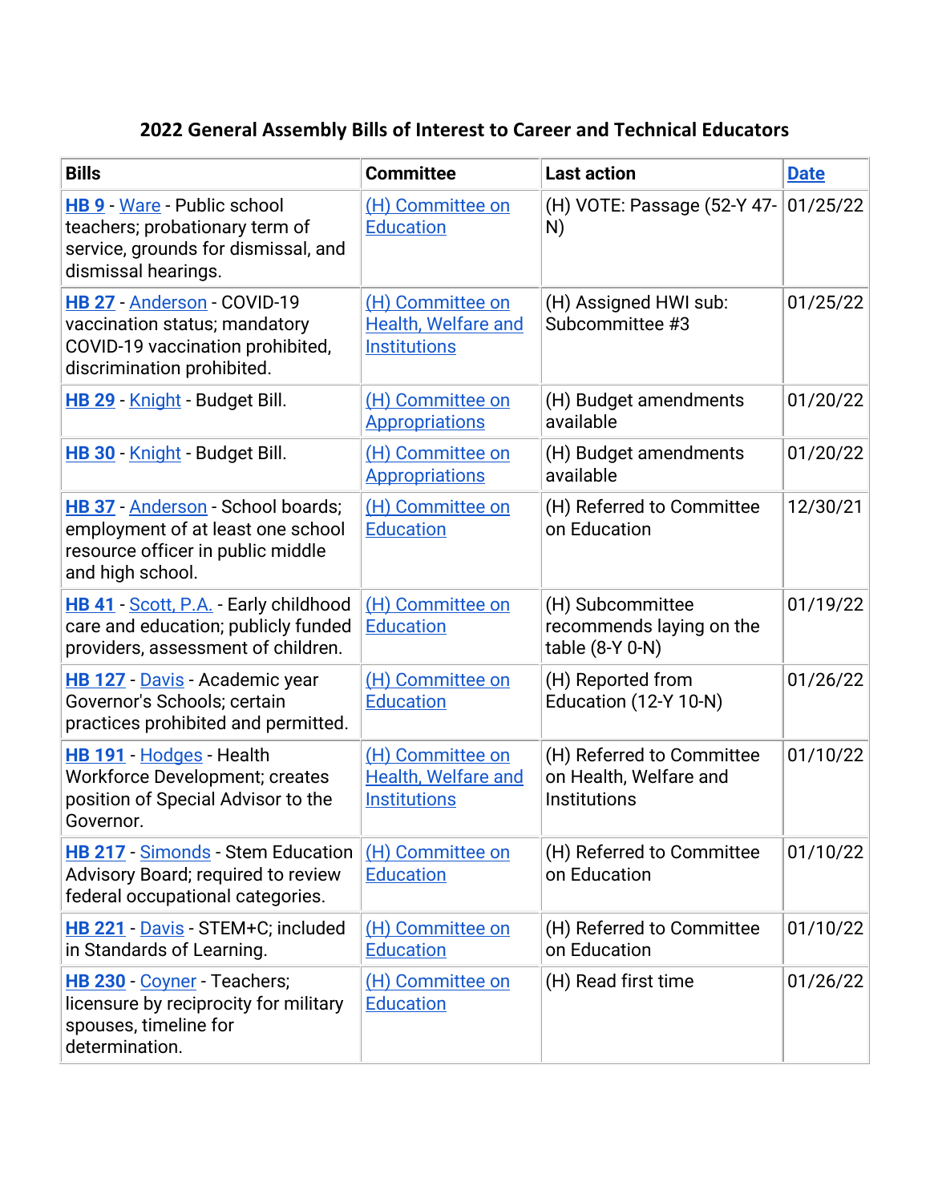# 2022 General Assembly Bills of Interest to Career and Technical Educators

| Bills | Committee | Last action | Date |
|---|---|---|---|
| **HB 9** - Ware - Public school teachers; probationary term of service, grounds for dismissal, and dismissal hearings. | (H) Committee on Education | (H) VOTE: Passage (52-Y 47-N) | 01/25/22 |
| **HB 27** - Anderson - COVID-19 vaccination status; mandatory COVID-19 vaccination prohibited, discrimination prohibited. | (H) Committee on Health, Welfare and Institutions | (H) Assigned HWI sub: Subcommittee #3 | 01/25/22 |
| **HB 29** - Knight - Budget Bill. | (H) Committee on Appropriations | (H) Budget amendments available | 01/20/22 |
| **HB 30** - Knight - Budget Bill. | (H) Committee on Appropriations | (H) Budget amendments available | 01/20/22 |
| **HB 37** - Anderson - School boards; employment of at least one school resource officer in public middle and high school. | (H) Committee on Education | (H) Referred to Committee on Education | 12/30/21 |
| **HB 41** - Scott, P.A. - Early childhood care and education; publicly funded providers, assessment of children. | (H) Committee on Education | (H) Subcommittee recommends laying on the table (8-Y 0-N) | 01/19/22 |
| **HB 127** - Davis - Academic year Governor's Schools; certain practices prohibited and permitted. | (H) Committee on Education | (H) Reported from Education (12-Y 10-N) | 01/26/22 |
| **HB 191** - Hodges - Health Workforce Development; creates position of Special Advisor to the Governor. | (H) Committee on Health, Welfare and Institutions | (H) Referred to Committee on Health, Welfare and Institutions | 01/10/22 |
| **HB 217** - Simonds - Stem Education Advisory Board; required to review federal occupational categories. | (H) Committee on Education | (H) Referred to Committee on Education | 01/10/22 |
| **HB 221** - Davis - STEM+C; included in Standards of Learning. | (H) Committee on Education | (H) Referred to Committee on Education | 01/10/22 |
| **HB 230** - Coyner - Teachers; licensure by reciprocity for military spouses, timeline for determination. | (H) Committee on Education | (H) Read first time | 01/26/22 |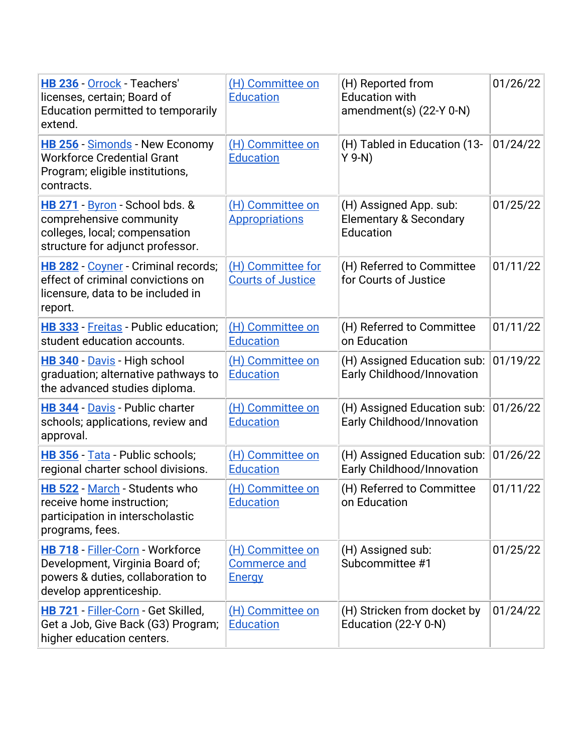| | | | |
|---|---|---|---|
| **HB 236** - Orrock - Teachers' licenses, certain; Board of Education permitted to temporarily extend. | (H) Committee on Education | (H) Reported from Education with amendment(s) (22-Y 0-N) | 01/26/22 |
| **HB 256** - Simonds - New Economy Workforce Credential Grant Program; eligible institutions, contracts. | (H) Committee on Education | (H) Tabled in Education (13-Y 9-N) | 01/24/22 |
| **HB 271** - Byron - School bds. & comprehensive community colleges, local; compensation structure for adjunct professor. | (H) Committee on Appropriations | (H) Assigned App. sub: Elementary & Secondary Education | 01/25/22 |
| **HB 282** - Coyner - Criminal records; effect of criminal convictions on licensure, data to be included in report. | (H) Committee for Courts of Justice | (H) Referred to Committee for Courts of Justice | 01/11/22 |
| **HB 333** - Freitas - Public education; student education accounts. | (H) Committee on Education | (H) Referred to Committee on Education | 01/11/22 |
| **HB 340** - Davis - High school graduation; alternative pathways to the advanced studies diploma. | (H) Committee on Education | (H) Assigned Education sub: Early Childhood/Innovation | 01/19/22 |
| **HB 344** - Davis - Public charter schools; applications, review and approval. | (H) Committee on Education | (H) Assigned Education sub: Early Childhood/Innovation | 01/26/22 |
| **HB 356** - Tata - Public schools; regional charter school divisions. | (H) Committee on Education | (H) Assigned Education sub: Early Childhood/Innovation | 01/26/22 |
| **HB 522** - March - Students who receive home instruction; participation in interscholastic programs, fees. | (H) Committee on Education | (H) Referred to Committee on Education | 01/11/22 |
| **HB 718** - Filler-Corn - Workforce Development, Virginia Board of; powers & duties, collaboration to develop apprenticeship. | (H) Committee on Commerce and Energy | (H) Assigned sub: Subcommittee #1 | 01/25/22 |
| **HB 721** - Filler-Corn - Get Skilled, Get a Job, Give Back (G3) Program; higher education centers. | (H) Committee on Education | (H) Stricken from docket by Education (22-Y 0-N) | 01/24/22 |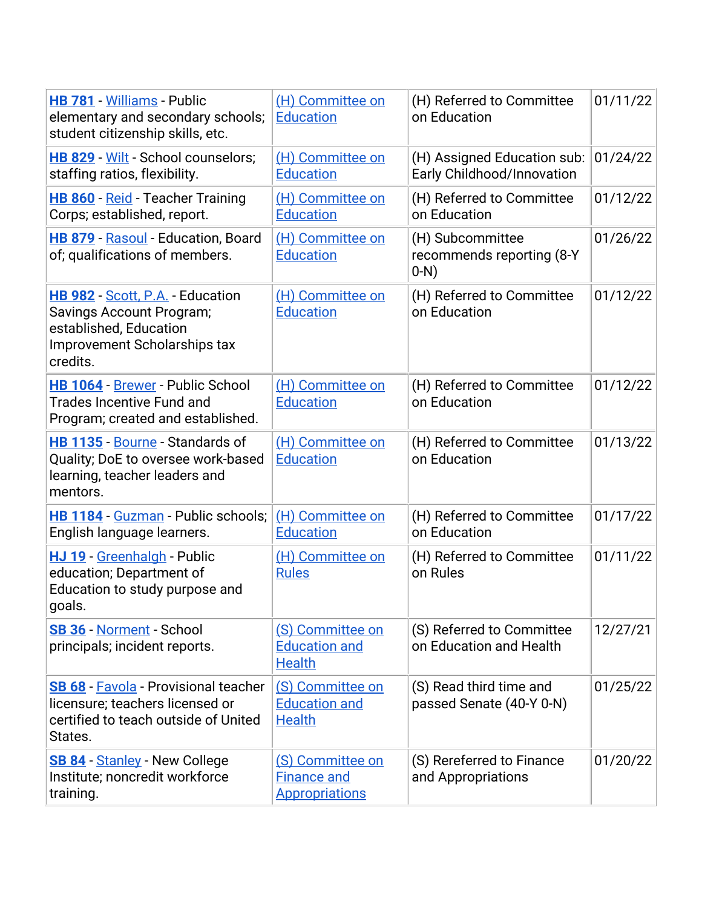| | | | |
|---|---|---|---|
| **HB 781** - Williams - Public elementary and secondary schools; student citizenship skills, etc. | (H) Committee on Education | (H) Referred to Committee on Education | 01/11/22 |
| **HB 829** - Wilt - School counselors; staffing ratios, flexibility. | (H) Committee on Education | (H) Assigned Education sub: Early Childhood/Innovation | 01/24/22 |
| **HB 860** - Reid - Teacher Training Corps; established, report. | (H) Committee on Education | (H) Referred to Committee on Education | 01/12/22 |
| **HB 879** - Rasoul - Education, Board of; qualifications of members. | (H) Committee on Education | (H) Subcommittee recommends reporting (8-Y 0-N) | 01/26/22 |
| **HB 982** - Scott, P.A. - Education Savings Account Program; established, Education Improvement Scholarships tax credits. | (H) Committee on Education | (H) Referred to Committee on Education | 01/12/22 |
| **HB 1064** - Brewer - Public School Trades Incentive Fund and Program; created and established. | (H) Committee on Education | (H) Referred to Committee on Education | 01/12/22 |
| **HB 1135** - Bourne - Standards of Quality; DoE to oversee work-based learning, teacher leaders and mentors. | (H) Committee on Education | (H) Referred to Committee on Education | 01/13/22 |
| **HB 1184** - Guzman - Public schools; English language learners. | (H) Committee on Education | (H) Referred to Committee on Education | 01/17/22 |
| **HJ 19** - Greenhalgh - Public education; Department of Education to study purpose and goals. | (H) Committee on Rules | (H) Referred to Committee on Rules | 01/11/22 |
| **SB 36** - Norment - School principals; incident reports. | (S) Committee on Education and Health | (S) Referred to Committee on Education and Health | 12/27/21 |
| **SB 68** - Favola - Provisional teacher licensure; teachers licensed or certified to teach outside of United States. | (S) Committee on Education and Health | (S) Read third time and passed Senate (40-Y 0-N) | 01/25/22 |
| **SB 84** - Stanley - New College Institute; noncredit workforce training. | (S) Committee on Finance and Appropriations | (S) Rereferred to Finance and Appropriations | 01/20/22 |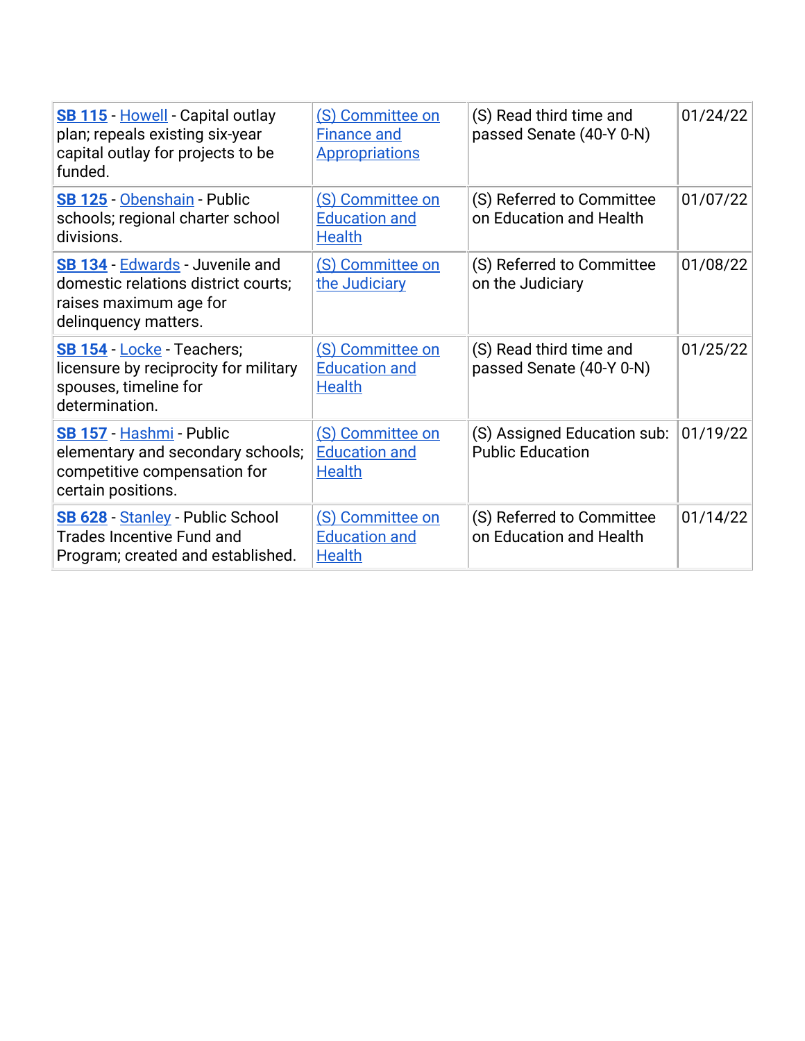| | | | |
|---|---|---|---|
| **SB 115** - Howell - Capital outlay plan; repeals existing six-year capital outlay for projects to be funded. | (S) Committee on Finance and Appropriations | (S) Read third time and passed Senate (40-Y 0-N) | 01/24/22 |
| **SB 125** - Obenshain - Public schools; regional charter school divisions. | (S) Committee on Education and Health | (S) Referred to Committee on Education and Health | 01/07/22 |
| **SB 134** - Edwards - Juvenile and domestic relations district courts; raises maximum age for delinquency matters. | (S) Committee on the Judiciary | (S) Referred to Committee on the Judiciary | 01/08/22 |
| **SB 154** - Locke - Teachers; licensure by reciprocity for military spouses, timeline for determination. | (S) Committee on Education and Health | (S) Read third time and passed Senate (40-Y 0-N) | 01/25/22 |
| **SB 157** - Hashmi - Public elementary and secondary schools; competitive compensation for certain positions. | (S) Committee on Education and Health | (S) Assigned Education sub: Public Education | 01/19/22 |
| **SB 628** - Stanley - Public School Trades Incentive Fund and Program; created and established. | (S) Committee on Education and Health | (S) Referred to Committee on Education and Health | 01/14/22 |